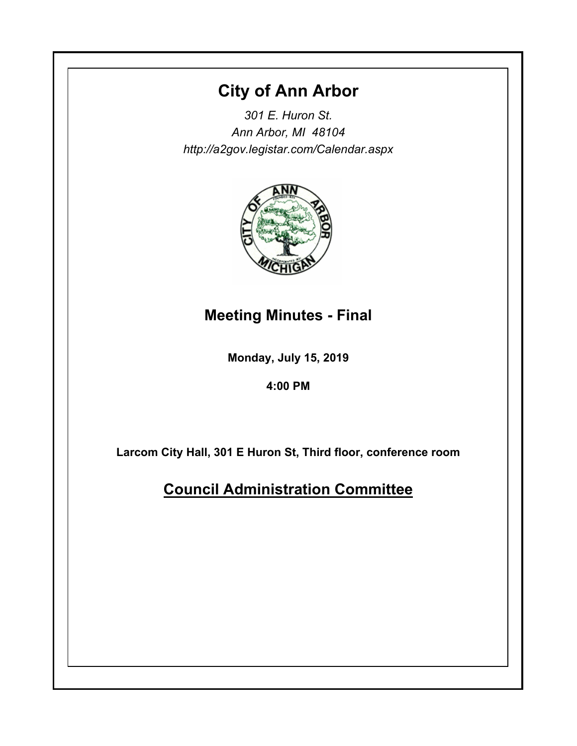# City of Ann Arbor

*301 E. Huron St.*
*Ann Arbor, MI 48104*
*http://a2gov.legistar.com/Calendar.aspx*

## Meeting Minutes - Final

**Monday, July 15, 2019**

**4:00 PM**

**Larcom City Hall, 301 E Huron St, Third floor, conference room**

## Council Administration Committee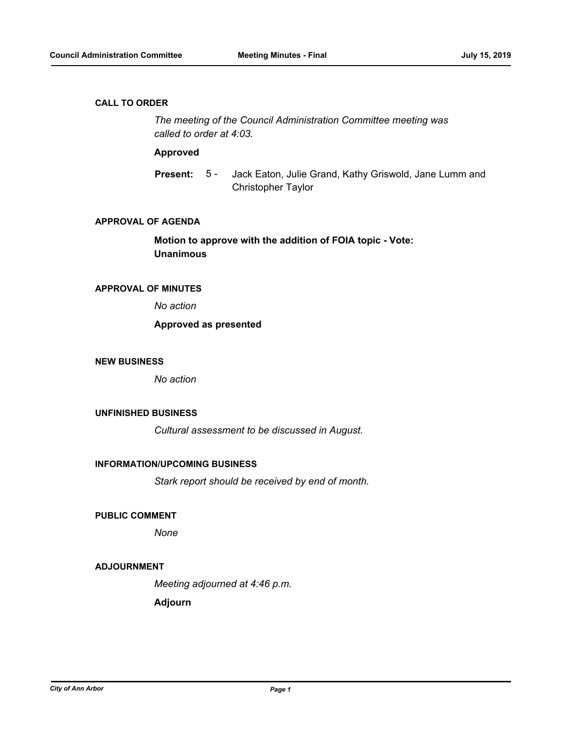## CALL TO ORDER

*The meeting of the Council Administration Committee meeting was called to order at 4:03.*

**Approved**

**Present:** 5 - Jack Eaton, Julie Grand, Kathy Griswold, Jane Lumm and Christopher Taylor

## APPROVAL OF AGENDA

**Motion to approve with the addition of FOIA topic - Vote: Unanimous**

## APPROVAL OF MINUTES

*No action*

**Approved as presented**

## NEW BUSINESS

*No action*

## UNFINISHED BUSINESS

*Cultural assessment to be discussed in August.*

## INFORMATION/UPCOMING BUSINESS

*Stark report should be received by end of month.*

## PUBLIC COMMENT

*None*

## ADJOURNMENT

*Meeting adjourned at 4:46 p.m.*

**Adjourn**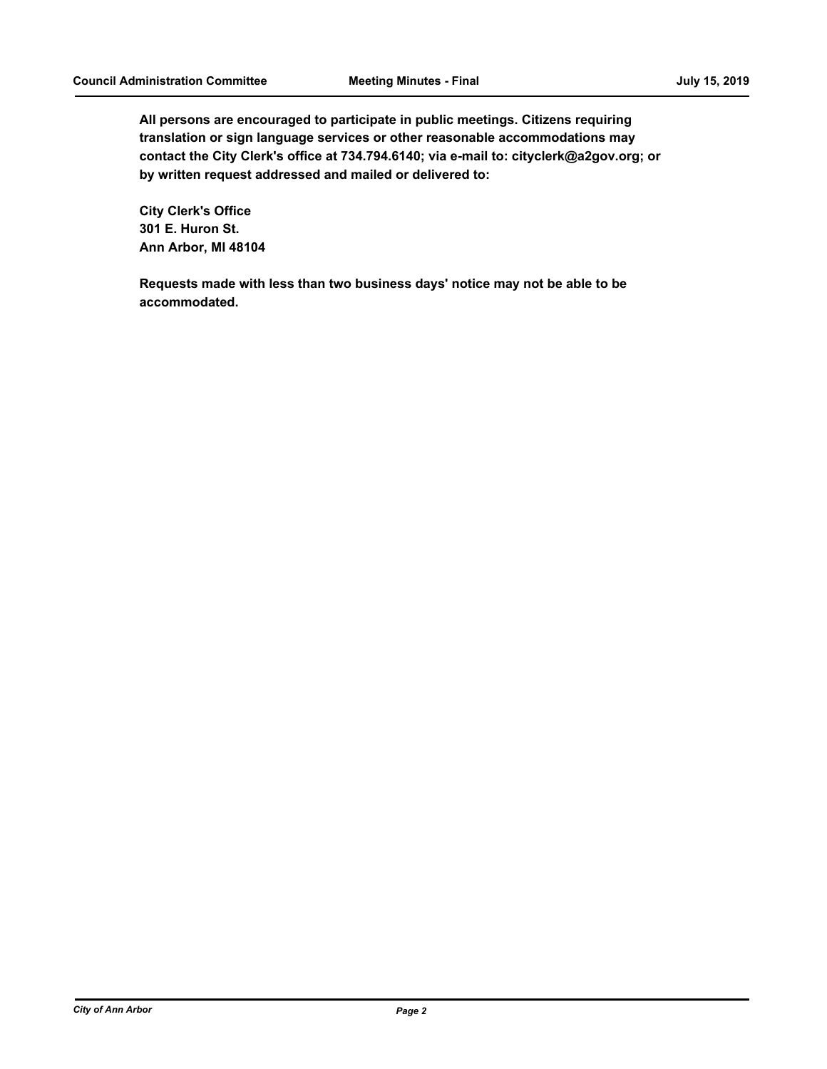**All persons are encouraged to participate in public meetings. Citizens requiring translation or sign language services or other reasonable accommodations may contact the City Clerk's office at 734.794.6140; via e-mail to: cityclerk@a2gov.org; or by written request addressed and mailed or delivered to:**

**City Clerk's Office**
**301 E. Huron St.**
**Ann Arbor, MI 48104**

**Requests made with less than two business days' notice may not be able to be accommodated.**